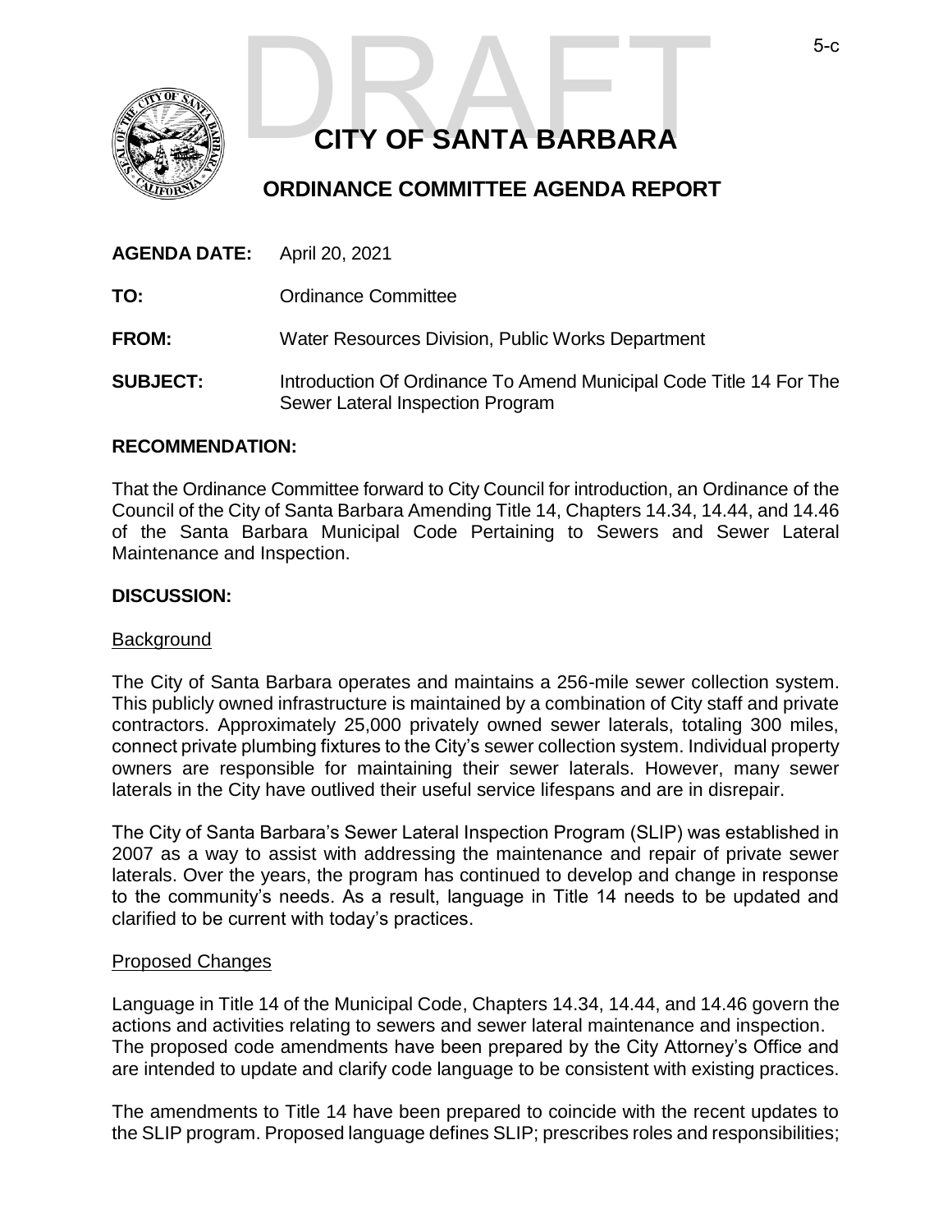# CITY OF SANTA BARBARA

## ORDINANCE COMMITTEE AGENDA REPORT

**AGENDA DATE:** April 20, 2021

**TO:** Ordinance Committee

**FROM:** Water Resources Division, Public Works Department

**SUBJECT:** Introduction Of Ordinance To Amend Municipal Code Title 14 For The Sewer Lateral Inspection Program

### RECOMMENDATION:

That the Ordinance Committee forward to City Council for introduction, an Ordinance of the Council of the City of Santa Barbara Amending Title 14, Chapters 14.34, 14.44, and 14.46 of the Santa Barbara Municipal Code Pertaining to Sewers and Sewer Lateral Maintenance and Inspection.

### DISCUSSION:

Background

The City of Santa Barbara operates and maintains a 256-mile sewer collection system. This publicly owned infrastructure is maintained by a combination of City staff and private contractors. Approximately 25,000 privately owned sewer laterals, totaling 300 miles, connect private plumbing fixtures to the City's sewer collection system. Individual property owners are responsible for maintaining their sewer laterals. However, many sewer laterals in the City have outlived their useful service lifespans and are in disrepair.

The City of Santa Barbara's Sewer Lateral Inspection Program (SLIP) was established in 2007 as a way to assist with addressing the maintenance and repair of private sewer laterals. Over the years, the program has continued to develop and change in response to the community's needs. As a result, language in Title 14 needs to be updated and clarified to be current with today's practices.

Proposed Changes

Language in Title 14 of the Municipal Code, Chapters 14.34, 14.44, and 14.46 govern the actions and activities relating to sewers and sewer lateral maintenance and inspection. The proposed code amendments have been prepared by the City Attorney's Office and are intended to update and clarify code language to be consistent with existing practices.

The amendments to Title 14 have been prepared to coincide with the recent updates to the SLIP program. Proposed language defines SLIP; prescribes roles and responsibilities;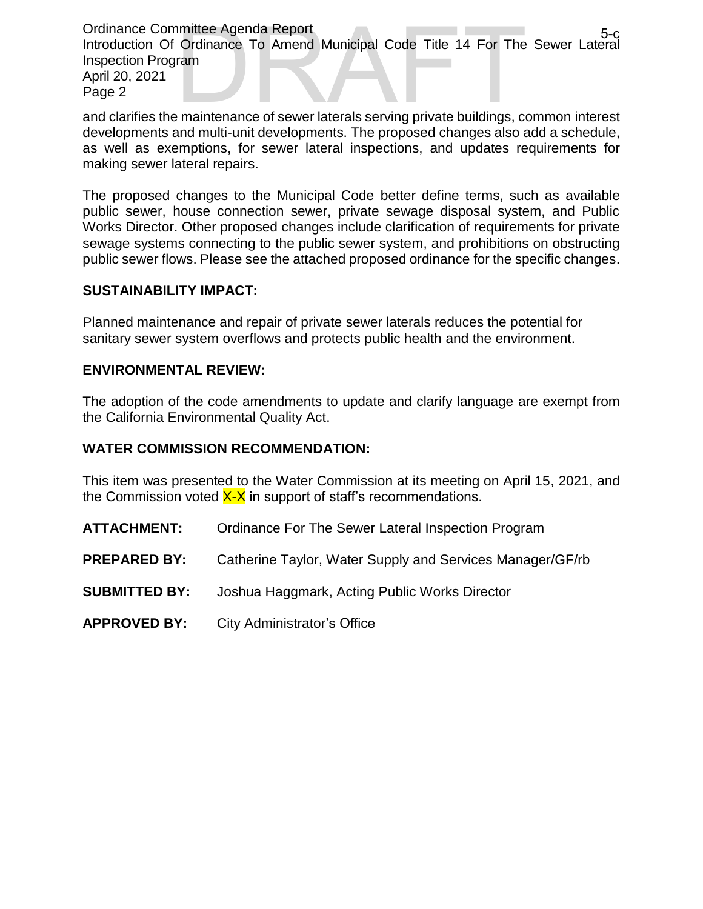and clarifies the maintenance of sewer laterals serving private buildings, common interest developments and multi-unit developments. The proposed changes also add a schedule, as well as exemptions, for sewer lateral inspections, and updates requirements for making sewer lateral repairs.

The proposed changes to the Municipal Code better define terms, such as available public sewer, house connection sewer, private sewage disposal system, and Public Works Director. Other proposed changes include clarification of requirements for private sewage systems connecting to the public sewer system, and prohibitions on obstructing public sewer flows. Please see the attached proposed ordinance for the specific changes.

## SUSTAINABILITY IMPACT:

Planned maintenance and repair of private sewer laterals reduces the potential for sanitary sewer system overflows and protects public health and the environment.

## ENVIRONMENTAL REVIEW:

The adoption of the code amendments to update and clarify language are exempt from the California Environmental Quality Act.

## WATER COMMISSION RECOMMENDATION:

This item was presented to the Water Commission at its meeting on April 15, 2021, and the Commission voted X-X in support of staff's recommendations.

**ATTACHMENT:** Ordinance For The Sewer Lateral Inspection Program

**PREPARED BY:** Catherine Taylor, Water Supply and Services Manager/GF/rb

**SUBMITTED BY:** Joshua Haggmark, Acting Public Works Director

**APPROVED BY:** City Administrator's Office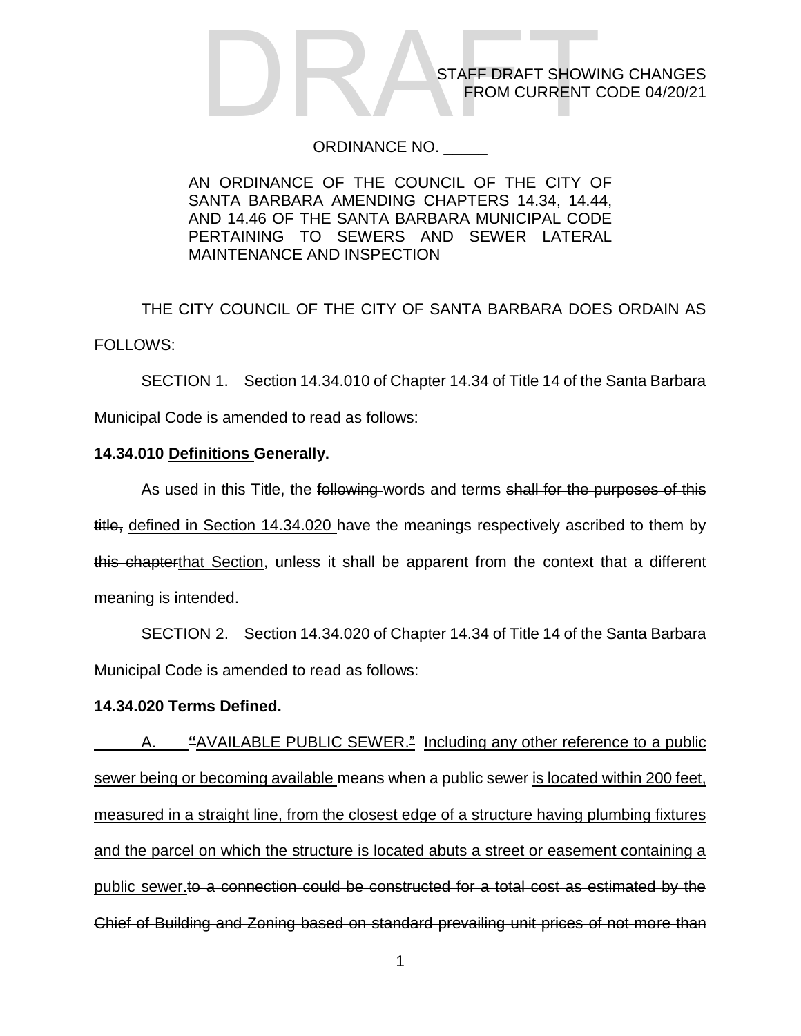STAFF DRAFT SHOWING CHANGES FROM CURRENT CODE 04/20/21

ORDINANCE NO. _____

AN ORDINANCE OF THE COUNCIL OF THE CITY OF SANTA BARBARA AMENDING CHAPTERS 14.34, 14.44, AND 14.46 OF THE SANTA BARBARA MUNICIPAL CODE PERTAINING TO SEWERS AND SEWER LATERAL MAINTENANCE AND INSPECTION

THE CITY COUNCIL OF THE CITY OF SANTA BARBARA DOES ORDAIN AS FOLLOWS:

SECTION 1. Section 14.34.010 of Chapter 14.34 of Title 14 of the Santa Barbara Municipal Code is amended to read as follows:

**14.34.010 <u>Definitions</u> Generally.**

As used in this Title, the ~~following~~ words and terms ~~shall for the purposes of this title,~~ <u>defined in Section 14.34.020</u> have the meanings respectively ascribed to them by ~~this chapter~~<u>that Section</u>, unless it shall be apparent from the context that a different meaning is intended.

SECTION 2. Section 14.34.020 of Chapter 14.34 of Title 14 of the Santa Barbara Municipal Code is amended to read as follows:

**14.34.020 Terms Defined.**

<u>A. **"**AVAILABLE PUBLIC SEWER.~~"~~ Including any other reference to a public sewer being or becoming available</u> means when a public sewer <u>is located within 200 feet, measured in a straight line, from the closest edge of a structure having plumbing fixtures and the parcel on which the structure is located abuts a street or easement containing a public sewer.</u>~~to a connection could be constructed for a total cost as estimated by the Chief of Building and Zoning based on standard prevailing unit prices of not more than~~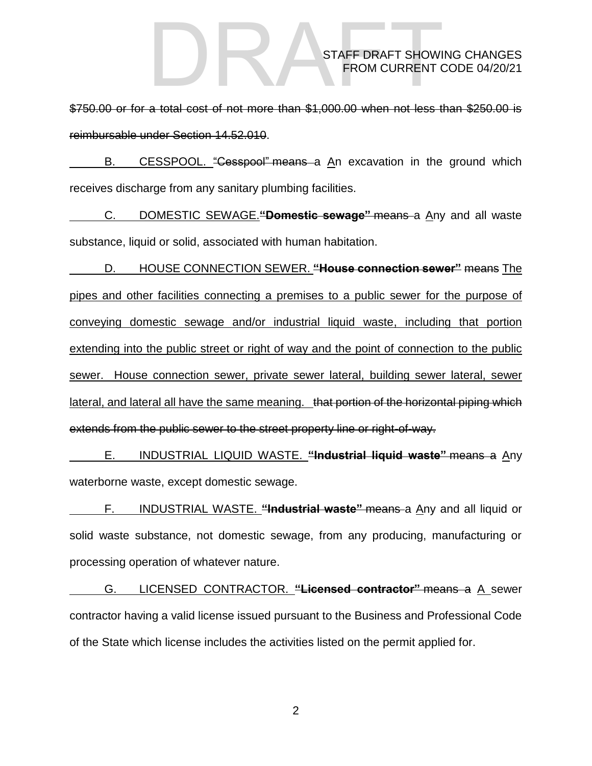~~$750.00 or for a total cost of not more than $1,000.00 when not less than $250.00 is reimbursable under Section 14.52.010~~.

<u>B. CESSPOOL.</u> ~~"Cesspool" means a~~ <u>A</u>n excavation in the ground which receives discharge from any sanitary plumbing facilities.

<u>C. DOMESTIC SEWAGE.</u>~~**"Domestic sewage"** means a~~ <u>A</u>ny and all waste substance, liquid or solid, associated with human habitation.

<u>D. HOUSE CONNECTION SEWER.</u> ~~**"House connection sewer"** means~~ <u>The pipes and other facilities connecting a premises to a public sewer for the purpose of conveying domestic sewage and/or industrial liquid waste, including that portion extending into the public street or right of way and the point of connection to the public sewer. House connection sewer, private sewer lateral, building sewer lateral, sewer lateral, and lateral all have the same meaning.</u> ~~that portion of the horizontal piping which extends from the public sewer to the street property line or right-of-way.~~

<u>E. INDUSTRIAL LIQUID WASTE.</u> ~~**"Industrial liquid waste"** means a~~ <u>A</u>ny waterborne waste, except domestic sewage.

<u>F. INDUSTRIAL WASTE.</u> ~~**"Industrial waste"** means a~~ <u>A</u>ny and all liquid or solid waste substance, not domestic sewage, from any producing, manufacturing or processing operation of whatever nature.

<u>G. LICENSED CONTRACTOR.</u> ~~**"Licensed contractor"** means a~~ <u>A</u> sewer contractor having a valid license issued pursuant to the Business and Professional Code of the State which license includes the activities listed on the permit applied for.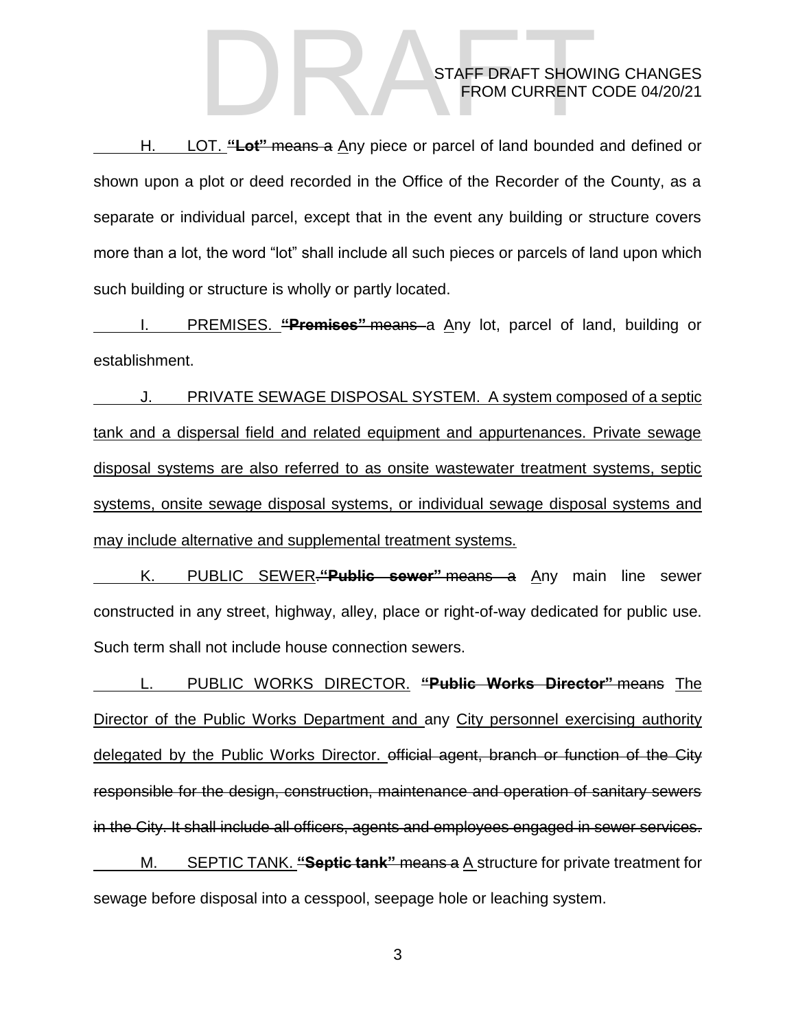H. LOT. ~~**"Lot"** means a~~ Any piece or parcel of land bounded and defined or shown upon a plot or deed recorded in the Office of the Recorder of the County, as a separate or individual parcel, except that in the event any building or structure covers more than a lot, the word "lot" shall include all such pieces or parcels of land upon which such building or structure is wholly or partly located.

I. PREMISES. ~~**"Premises"** means a~~ Any lot, parcel of land, building or establishment.

J. PRIVATE SEWAGE DISPOSAL SYSTEM. A system composed of a septic tank and a dispersal field and related equipment and appurtenances. Private sewage disposal systems are also referred to as onsite wastewater treatment systems, septic systems, onsite sewage disposal systems, or individual sewage disposal systems and may include alternative and supplemental treatment systems.

K. PUBLIC SEWER. ~~**"Public sewer"** means a~~ Any main line sewer constructed in any street, highway, alley, place or right-of-way dedicated for public use. Such term shall not include house connection sewers.

L. PUBLIC WORKS DIRECTOR. ~~**"Public Works Director"** means~~ The Director of the Public Works Department and any City personnel exercising authority delegated by the Public Works Director. ~~official agent, branch or function of the City responsible for the design, construction, maintenance and operation of sanitary sewers in the City. It shall include all officers, agents and employees engaged in sewer services.~~

M. SEPTIC TANK. ~~**"Septic tank"** means a~~ A structure for private treatment for sewage before disposal into a cesspool, seepage hole or leaching system.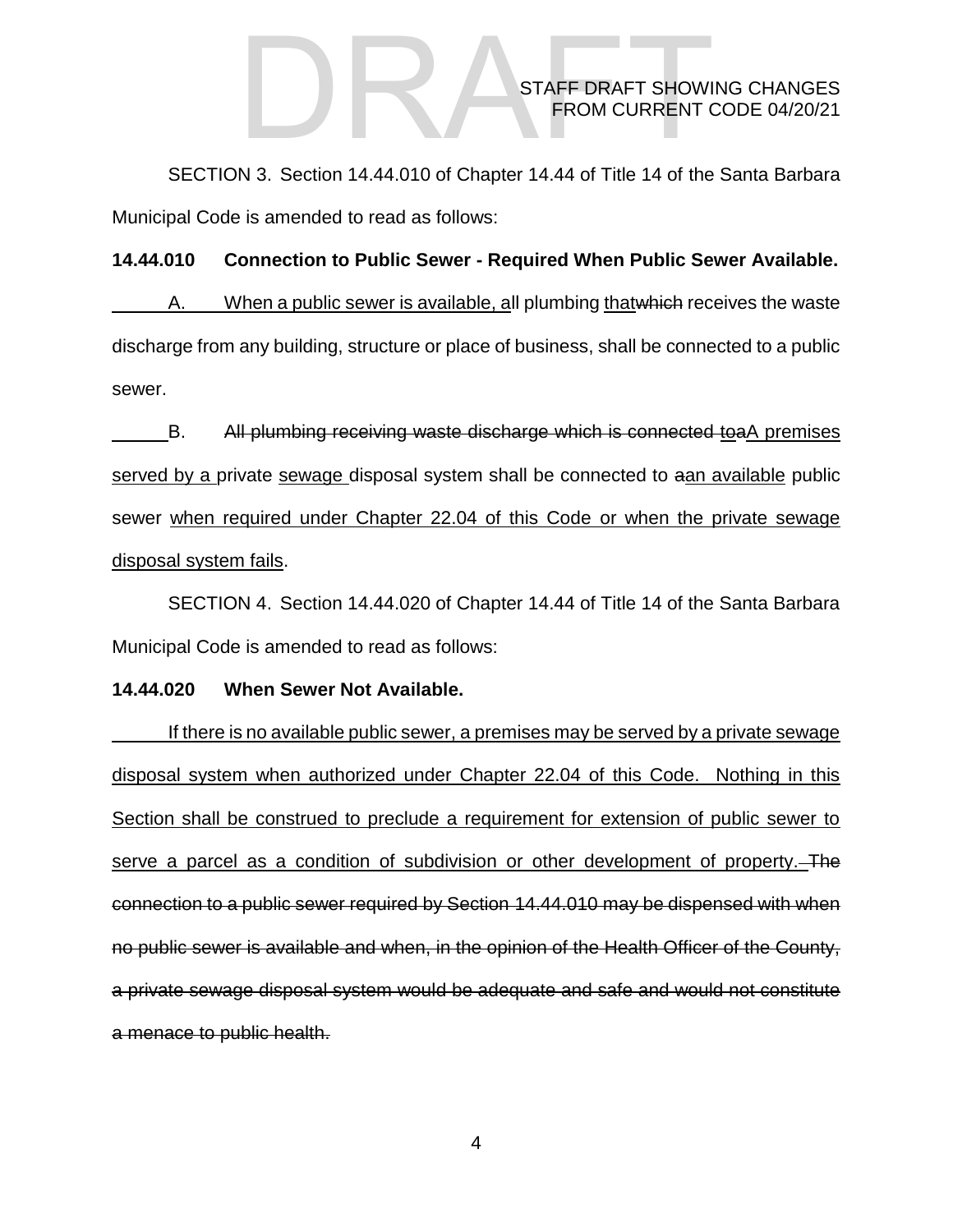SECTION 3. Section 14.44.010 of Chapter 14.44 of Title 14 of the Santa Barbara Municipal Code is amended to read as follows:

**14.44.010 Connection to Public Sewer - Required When Public Sewer Available.**

A. When a public sewer is available, all plumbing that~~which~~ receives the waste discharge from any building, structure or place of business, shall be connected to a public sewer.

B. ~~All plumbing receiving waste discharge which is connected to~~A premises served by a private sewage disposal system shall be connected to ~~a~~an available public sewer when required under Chapter 22.04 of this Code or when the private sewage disposal system fails.

SECTION 4. Section 14.44.020 of Chapter 14.44 of Title 14 of the Santa Barbara Municipal Code is amended to read as follows:

**14.44.020 When Sewer Not Available.**

If there is no available public sewer, a premises may be served by a private sewage disposal system when authorized under Chapter 22.04 of this Code. Nothing in this Section shall be construed to preclude a requirement for extension of public sewer to serve a parcel as a condition of subdivision or other development of property. ~~The connection to a public sewer required by Section 14.44.010 may be dispensed with when no public sewer is available and when, in the opinion of the Health Officer of the County, a private sewage disposal system would be adequate and safe and would not constitute a menace to public health.~~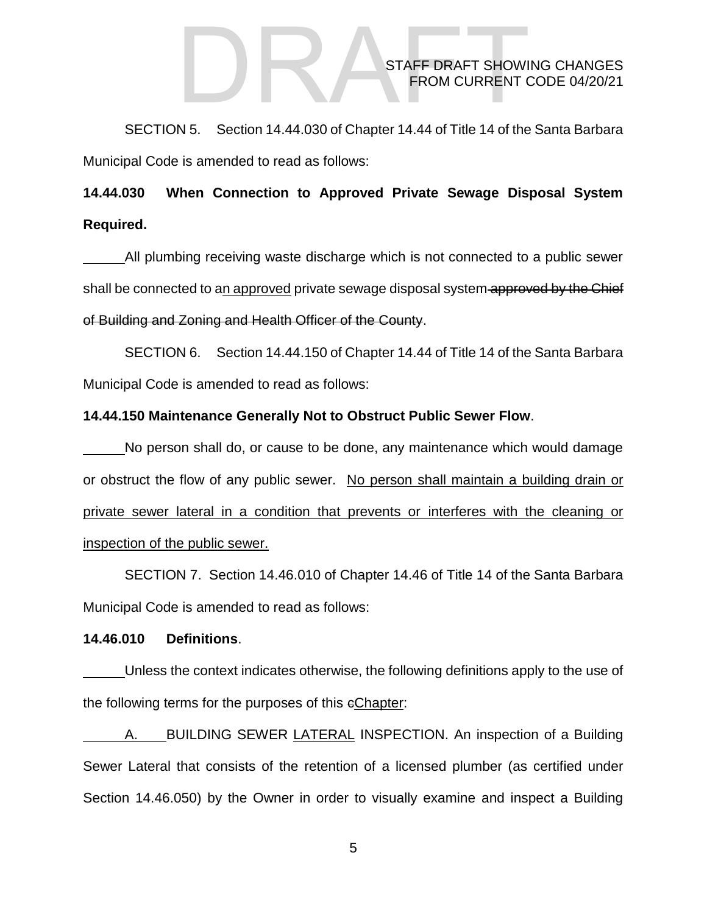SECTION 5. Section 14.44.030 of Chapter 14.44 of Title 14 of the Santa Barbara Municipal Code is amended to read as follows:

**14.44.030 When Connection to Approved Private Sewage Disposal System Required.**

All plumbing receiving waste discharge which is not connected to a public sewer shall be connected to a<u>n approved</u> private sewage disposal system~~ approved by the Chief of Building and Zoning and Health Officer of the County~~.

SECTION 6. Section 14.44.150 of Chapter 14.44 of Title 14 of the Santa Barbara Municipal Code is amended to read as follows:

**14.44.150 Maintenance Generally Not to Obstruct Public Sewer Flow**.

No person shall do, or cause to be done, any maintenance which would damage or obstruct the flow of any public sewer. <u>No person shall maintain a building drain or private sewer lateral in a condition that prevents or interferes with the cleaning or inspection of the public sewer.</u>

SECTION 7. Section 14.46.010 of Chapter 14.46 of Title 14 of the Santa Barbara Municipal Code is amended to read as follows:

**14.46.010 Definitions**.

Unless the context indicates otherwise, the following definitions apply to the use of the following terms for the purposes of this ~~c~~<u>Chapter</u>:

A. BUILDING SEWER <u>LATERAL</u> INSPECTION. An inspection of a Building Sewer Lateral that consists of the retention of a licensed plumber (as certified under Section 14.46.050) by the Owner in order to visually examine and inspect a Building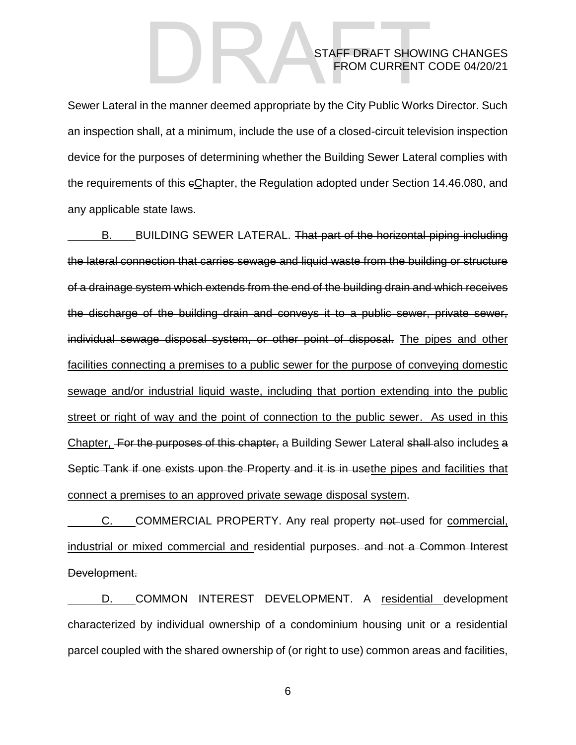Sewer Lateral in the manner deemed appropriate by the City Public Works Director. Such an inspection shall, at a minimum, include the use of a closed-circuit television inspection device for the purposes of determining whether the Building Sewer Lateral complies with the requirements of this ~~c~~<u>C</u>hapter, the Regulation adopted under Section 14.46.080, and any applicable state laws.

B. BUILDING SEWER LATERAL. ~~That part of the horizontal piping including the lateral connection that carries sewage and liquid waste from the building or structure of a drainage system which extends from the end of the building drain and which receives the discharge of the building drain and conveys it to a public sewer, private sewer, individual sewage disposal system, or other point of disposal.~~ <u>The pipes and other facilities connecting a premises to a public sewer for the purpose of conveying domestic sewage and/or industrial liquid waste, including that portion extending into the public street or right of way and the point of connection to the public sewer. As used in this Chapter,</u> ~~For the purposes of this chapter,~~ a Building Sewer Lateral ~~shall~~ also include<u>s</u> ~~a Septic Tank if one exists upon the Property and it is in use~~<u>the pipes and facilities that connect a premises to an approved private sewage disposal system</u>.

C. COMMERCIAL PROPERTY. Any real property ~~not~~ used for <u>commercial, industrial or mixed commercial and</u> residential purposes. ~~and not a Common Interest Development.~~

D. COMMON INTEREST DEVELOPMENT. A <u>residential</u> development characterized by individual ownership of a condominium housing unit or a residential parcel coupled with the shared ownership of (or right to use) common areas and facilities,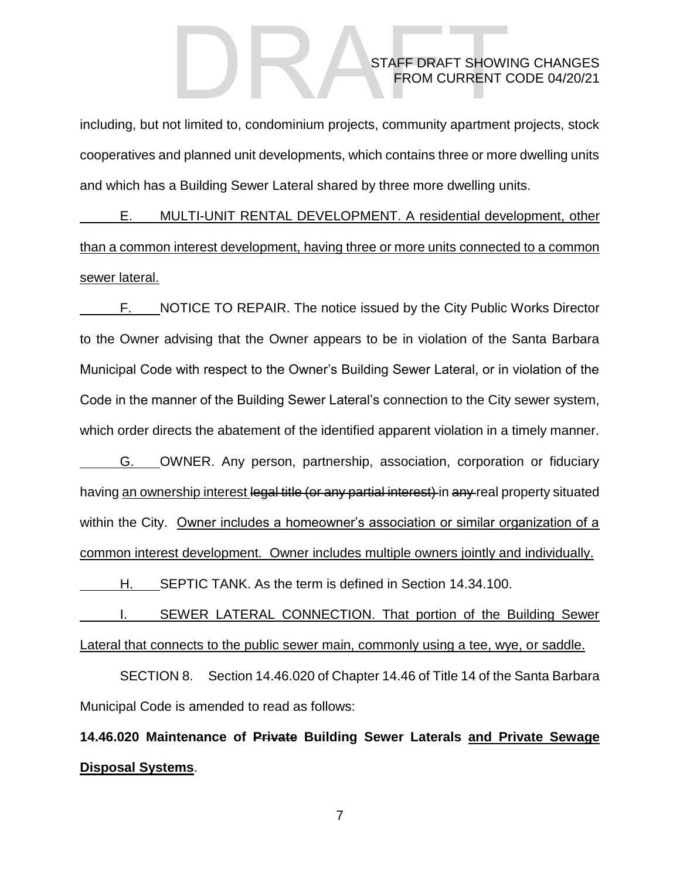including, but not limited to, condominium projects, community apartment projects, stock cooperatives and planned unit developments, which contains three or more dwelling units and which has a Building Sewer Lateral shared by three more dwelling units.

<u>E. MULTI-UNIT RENTAL DEVELOPMENT. A residential development, other than a common interest development, having three or more units connected to a common sewer lateral.</u>

<u>F.</u> NOTICE TO REPAIR. The notice issued by the City Public Works Director to the Owner advising that the Owner appears to be in violation of the Santa Barbara Municipal Code with respect to the Owner's Building Sewer Lateral, or in violation of the Code in the manner of the Building Sewer Lateral's connection to the City sewer system, which order directs the abatement of the identified apparent violation in a timely manner.

<u>G.</u> OWNER. Any person, partnership, association, corporation or fiduciary having <u>an ownership interest</u> ~~legal title (or any partial interest)~~ in ~~any~~ real property situated within the City. <u>Owner includes a homeowner's association or similar organization of a common interest development. Owner includes multiple owners jointly and individually.</u>

<u>H.</u> SEPTIC TANK. As the term is defined in Section 14.34.100.

<u>I. SEWER LATERAL CONNECTION. That portion of the Building Sewer Lateral that connects to the public sewer main, commonly using a tee, wye, or saddle.</u>

SECTION 8. Section 14.46.020 of Chapter 14.46 of Title 14 of the Santa Barbara Municipal Code is amended to read as follows:

**14.46.020 Maintenance of ~~Private~~ Building Sewer Laterals <u>and Private Sewage Disposal Systems</u>**.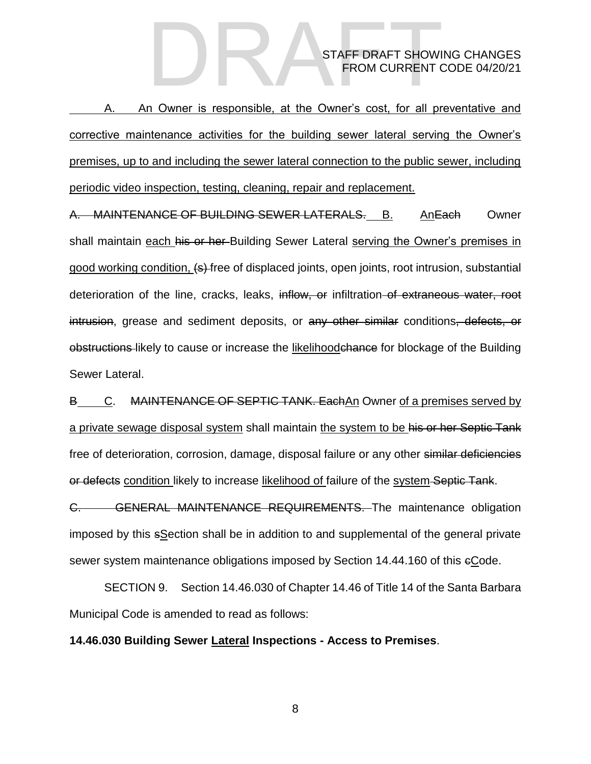A. An Owner is responsible, at the Owner's cost, for all preventative and corrective maintenance activities for the building sewer lateral serving the Owner's premises, up to and including the sewer lateral connection to the public sewer, including periodic video inspection, testing, cleaning, repair and replacement.

~~A. MAINTENANCE OF BUILDING SEWER LATERALS.~~ B. An~~Each~~ Owner shall maintain each ~~his or her~~ Building Sewer Lateral serving the Owner's premises in good working condition, ~~(s)~~ free of displaced joints, open joints, root intrusion, substantial deterioration of the line, cracks, leaks, ~~inflow, or~~ infiltration ~~of extraneous water, root intrusion~~, grease and sediment deposits, or ~~any other similar~~ conditions~~, defects, or obstructions~~ likely to cause or increase the likelihood~~chance~~ for blockage of the Building Sewer Lateral.

~~B~~ C. ~~MAINTENANCE OF SEPTIC TANK. Each~~An Owner of a premises served by a private sewage disposal system shall maintain the system to be ~~his or her Septic Tank~~ free of deterioration, corrosion, damage, disposal failure or any other ~~similar deficiencies or defects~~ condition likely to increase likelihood of failure of the system ~~Septic Tank~~.

~~C. GENERAL MAINTENANCE REQUIREMENTS.~~ The maintenance obligation imposed by this ~~s~~Section shall be in addition to and supplemental of the general private sewer system maintenance obligations imposed by Section 14.44.160 of this ~~c~~Code.

SECTION 9. Section 14.46.030 of Chapter 14.46 of Title 14 of the Santa Barbara Municipal Code is amended to read as follows:

**14.46.030 Building Sewer Lateral Inspections - Access to Premises**.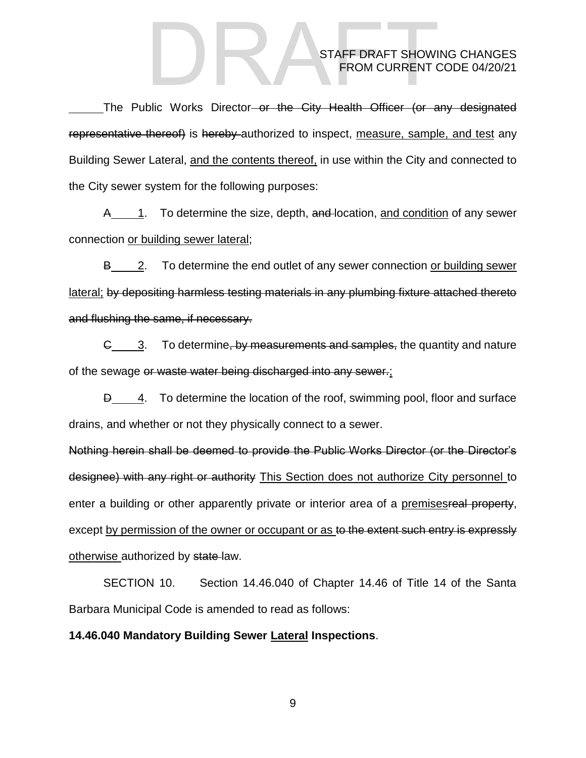The Public Works Director ~~or the City Health Officer (or any designated representative thereof)~~ is ~~hereby~~ authorized to inspect, <u>measure, sample, and test</u> any Building Sewer Lateral, <u>and the contents thereof,</u> in use within the City and connected to the City sewer system for the following purposes:

~~A~~ <u>1</u>. To determine the size, depth, ~~and~~ location, <u>and condition</u> of any sewer connection <u>or building sewer lateral</u>;

~~B~~ <u>2</u>. To determine the end outlet of any sewer connection <u>or building sewer lateral;</u> ~~by depositing harmless testing materials in any plumbing fixture attached thereto and flushing the same, if necessary.~~

~~C~~ <u>3</u>. To determine~~, by measurements and samples,~~ the quantity and nature of the sewage ~~or waste water being discharged into any sewer.~~<u>;</u>

~~D~~ <u>4</u>. To determine the location of the roof, swimming pool, floor and surface drains, and whether or not they physically connect to a sewer.

~~Nothing herein shall be deemed to provide the Public Works Director (or the Director's designee) with any right or authority~~ <u>This Section does not authorize City personnel</u> to enter a building or other apparently private or interior area of a <u>premises</u>~~real property~~, except <u>by permission of the owner or occupant or as</u> ~~to the extent such entry is expressly~~ <u>otherwise</u> authorized by ~~state~~ law.

SECTION 10. Section 14.46.040 of Chapter 14.46 of Title 14 of the Santa Barbara Municipal Code is amended to read as follows:

**14.46.040 Mandatory Building Sewer <u>Lateral</u> Inspections**.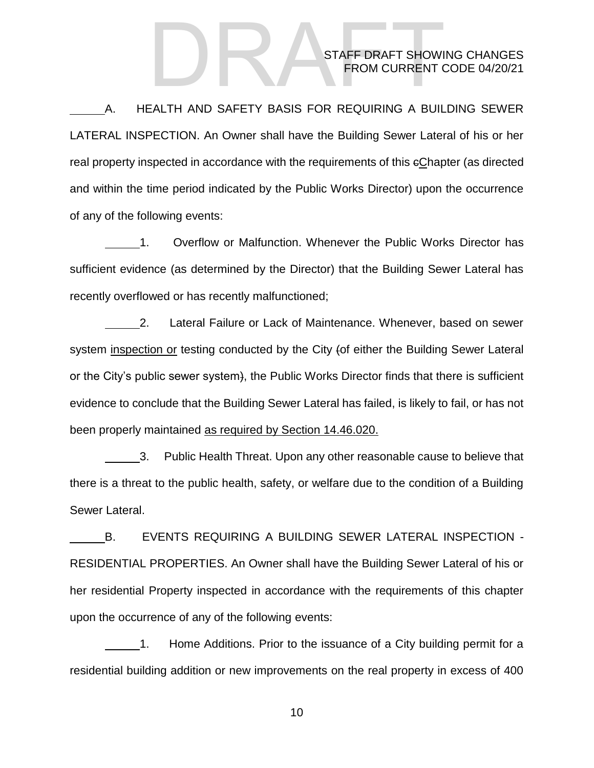A. HEALTH AND SAFETY BASIS FOR REQUIRING A BUILDING SEWER LATERAL INSPECTION. An Owner shall have the Building Sewer Lateral of his or her real property inspected in accordance with the requirements of this ~~c~~<u>C</u>hapter (as directed and within the time period indicated by the Public Works Director) upon the occurrence of any of the following events:

1. Overflow or Malfunction. Whenever the Public Works Director has sufficient evidence (as determined by the Director) that the Building Sewer Lateral has recently overflowed or has recently malfunctioned;

2. Lateral Failure or Lack of Maintenance. Whenever, based on sewer system <u>inspection or</u> testing conducted by the City ~~(~~of either the Building Sewer Lateral or the City's public sewer system~~)~~, the Public Works Director finds that there is sufficient evidence to conclude that the Building Sewer Lateral has failed, is likely to fail, or has not been properly maintained <u>as required by Section 14.46.020.</u>

3. Public Health Threat. Upon any other reasonable cause to believe that there is a threat to the public health, safety, or welfare due to the condition of a Building Sewer Lateral.

B. EVENTS REQUIRING A BUILDING SEWER LATERAL INSPECTION - RESIDENTIAL PROPERTIES. An Owner shall have the Building Sewer Lateral of his or her residential Property inspected in accordance with the requirements of this chapter upon the occurrence of any of the following events:

1. Home Additions. Prior to the issuance of a City building permit for a residential building addition or new improvements on the real property in excess of 400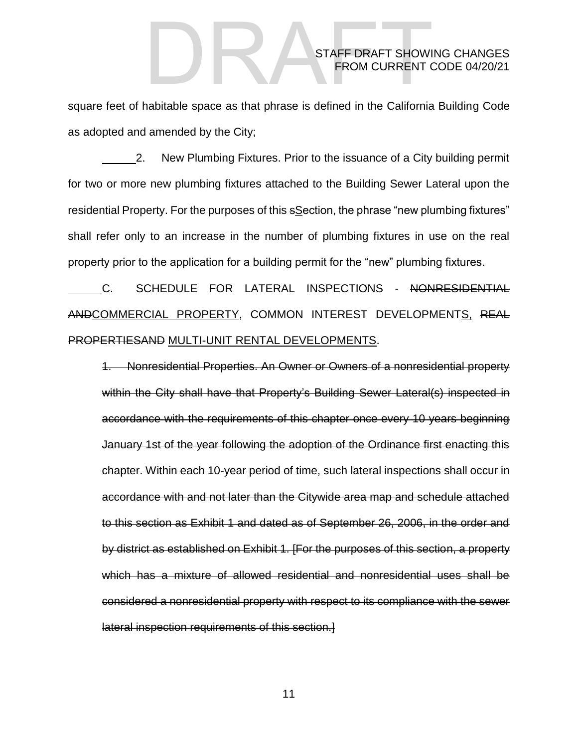square feet of habitable space as that phrase is defined in the California Building Code as adopted and amended by the City;

2. New Plumbing Fixtures. Prior to the issuance of a City building permit for two or more new plumbing fixtures attached to the Building Sewer Lateral upon the residential Property. For the purposes of this ~~s~~Section, the phrase "new plumbing fixtures" shall refer only to an increase in the number of plumbing fixtures in use on the real property prior to the application for a building permit for the "new" plumbing fixtures.

C. SCHEDULE FOR LATERAL INSPECTIONS - ~~NONRESIDENTIAL AND~~COMMERCIAL PROPERTY, COMMON INTEREST DEVELOPMENTS, ~~REAL PROPERTIESAND~~ MULTI-UNIT RENTAL DEVELOPMENTS.

~~1. Nonresidential Properties. An Owner or Owners of a nonresidential property within the City shall have that Property's Building Sewer Lateral(s) inspected in accordance with the requirements of this chapter once every 10 years beginning January 1st of the year following the adoption of the Ordinance first enacting this chapter. Within each 10-year period of time, such lateral inspections shall occur in accordance with and not later than the Citywide area map and schedule attached to this section as Exhibit 1 and dated as of September 26, 2006, in the order and by district as established on Exhibit 1. [For the purposes of this section, a property which has a mixture of allowed residential and nonresidential uses shall be considered a nonresidential property with respect to its compliance with the sewer lateral inspection requirements of this section.]~~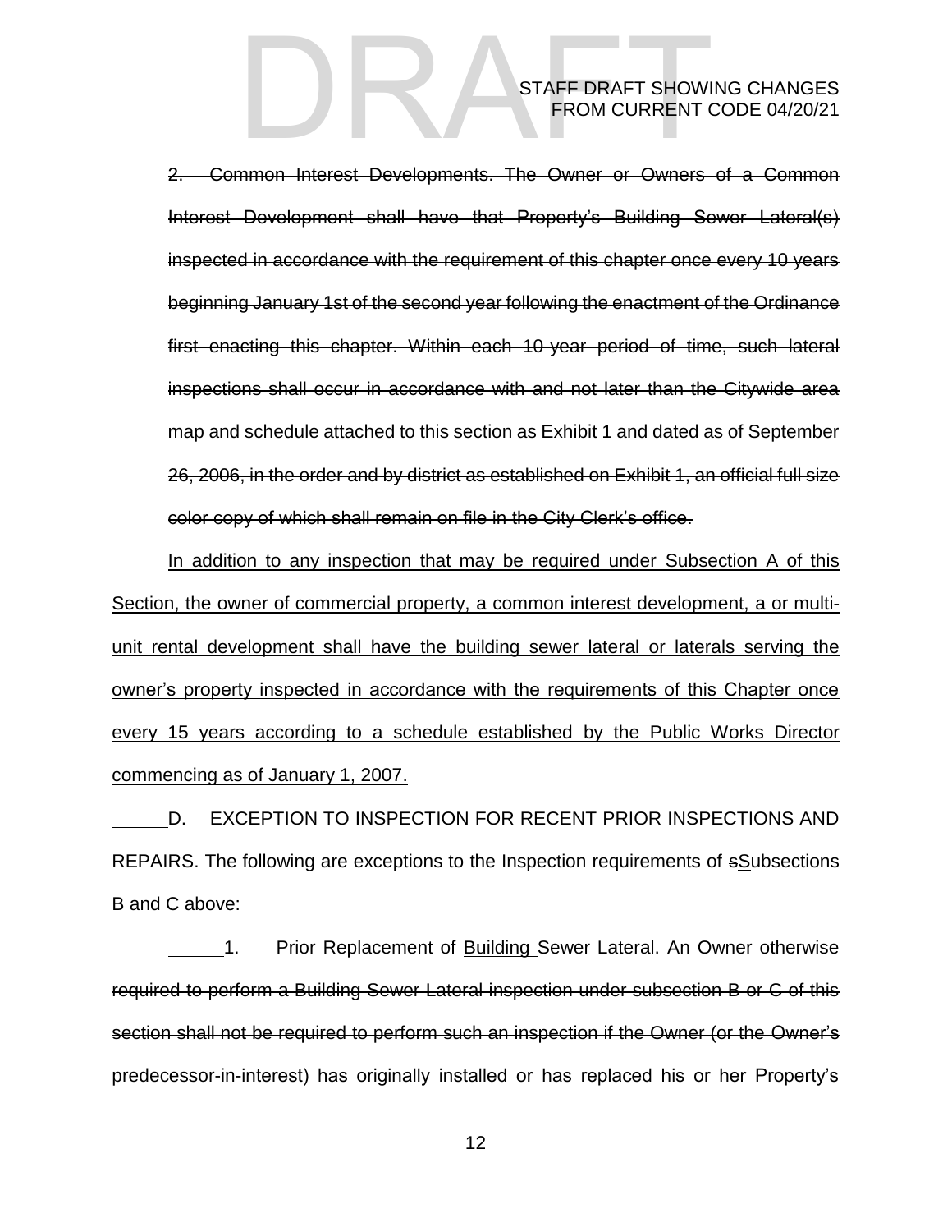~~2. Common Interest Developments. The Owner or Owners of a Common Interest Development shall have that Property's Building Sewer Lateral(s) inspected in accordance with the requirement of this chapter once every 10 years beginning January 1st of the second year following the enactment of the Ordinance first enacting this chapter. Within each 10-year period of time, such lateral inspections shall occur in accordance with and not later than the Citywide area map and schedule attached to this section as Exhibit 1 and dated as of September 26, 2006, in the order and by district as established on Exhibit 1, an official full size color copy of which shall remain on file in the City Clerk's office.~~

<u>In addition to any inspection that may be required under Subsection A of this Section, the owner of commercial property, a common interest development, a or multi-unit rental development shall have the building sewer lateral or laterals serving the owner's property inspected in accordance with the requirements of this Chapter once every 15 years according to a schedule established by the Public Works Director commencing as of January 1, 2007.</u>

D. EXCEPTION TO INSPECTION FOR RECENT PRIOR INSPECTIONS AND REPAIRS. The following are exceptions to the Inspection requirements of ~~s~~<u>S</u>ubsections B and C above:

1. Prior Replacement of <u>Building</u> Sewer Lateral. ~~An Owner otherwise required to perform a Building Sewer Lateral inspection under subsection B or C of this section shall not be required to perform such an inspection if the Owner (or the Owner's predecessor-in-interest) has originally installed or has replaced his or her Property's~~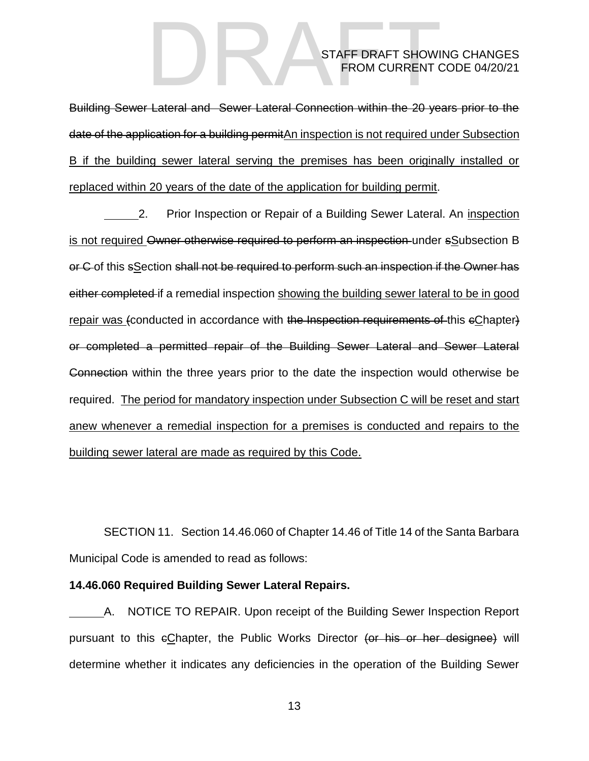~~Building Sewer Lateral and Sewer Lateral Connection within the 20 years prior to the date of the application for a building permit~~<u>An inspection is not required under Subsection B if the building sewer lateral serving the premises has been originally installed or replaced within 20 years of the date of the application for building permit</u>.

2. Prior Inspection or Repair of a Building Sewer Lateral. An <u>inspection is not required</u> ~~Owner otherwise required to perform an inspection~~ under ~~s~~<u>S</u>ubsection B ~~or C~~ of this ~~s~~<u>S</u>ection ~~shall not be required to perform such an inspection if the Owner has either completed~~ if a remedial inspection <u>showing the building sewer lateral to be in good repair was</u> ~~(~~conducted in accordance with ~~the Inspection requirements of~~ this ~~c~~<u>C</u>hapter~~)~~ ~~or completed a permitted repair of the Building Sewer Lateral and Sewer Lateral Connection~~ within the three years prior to the date the inspection would otherwise be required. <u>The period for mandatory inspection under Subsection C will be reset and start anew whenever a remedial inspection for a premises is conducted and repairs to the building sewer lateral are made as required by this Code.</u>

SECTION 11. Section 14.46.060 of Chapter 14.46 of Title 14 of the Santa Barbara Municipal Code is amended to read as follows:

**14.46.060 Required Building Sewer Lateral Repairs.**

A. NOTICE TO REPAIR. Upon receipt of the Building Sewer Inspection Report pursuant to this ~~c~~<u>C</u>hapter, the Public Works Director ~~(or his or her designee)~~ will determine whether it indicates any deficiencies in the operation of the Building Sewer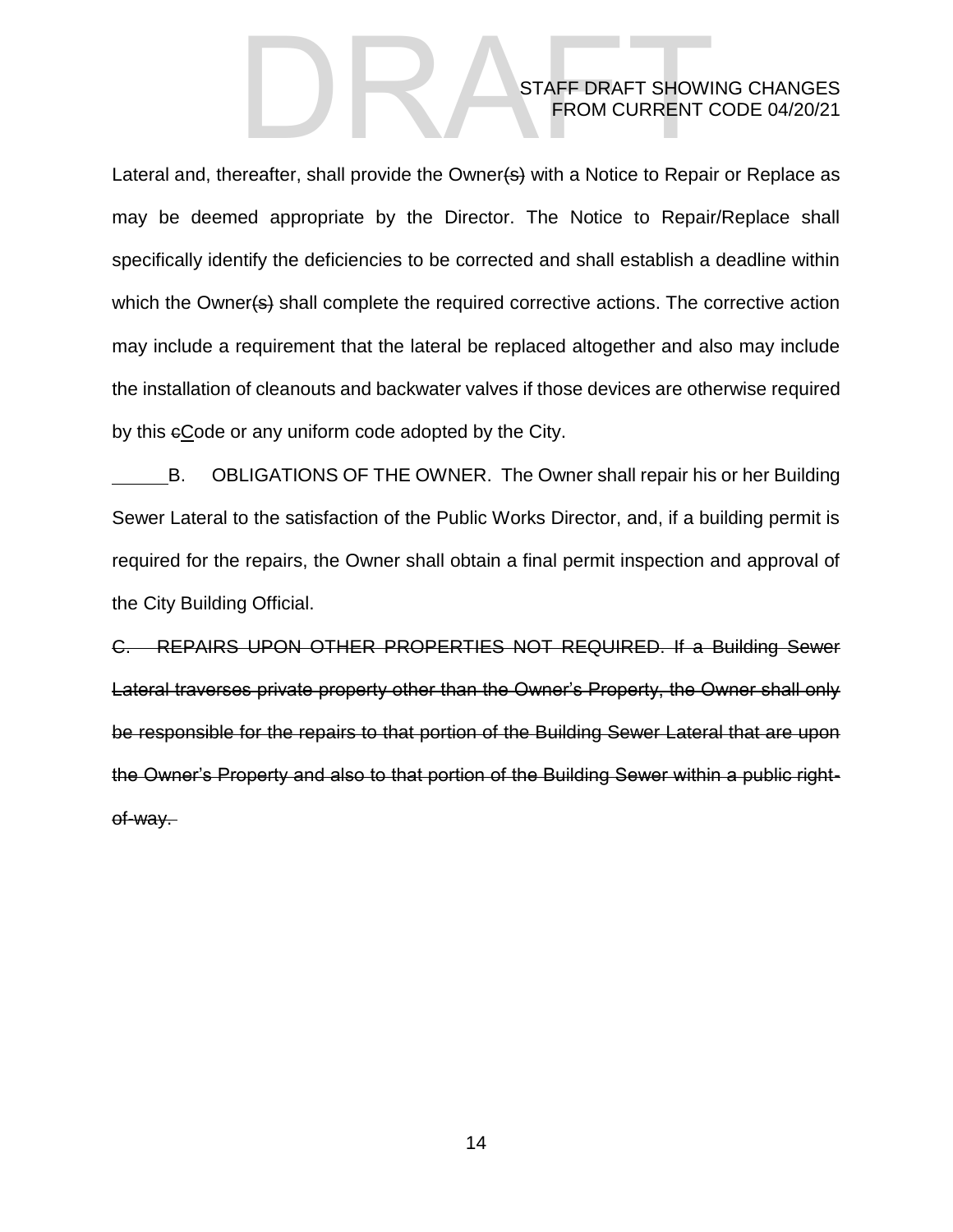Lateral and, thereafter, shall provide the Owner~~(s)~~ with a Notice to Repair or Replace as may be deemed appropriate by the Director. The Notice to Repair/Replace shall specifically identify the deficiencies to be corrected and shall establish a deadline within which the Owner~~(s)~~ shall complete the required corrective actions. The corrective action may include a requirement that the lateral be replaced altogether and also may include the installation of cleanouts and backwater valves if those devices are otherwise required by this ~~c~~<u>C</u>ode or any uniform code adopted by the City.

B. OBLIGATIONS OF THE OWNER. The Owner shall repair his or her Building Sewer Lateral to the satisfaction of the Public Works Director, and, if a building permit is required for the repairs, the Owner shall obtain a final permit inspection and approval of the City Building Official.

~~C. REPAIRS UPON OTHER PROPERTIES NOT REQUIRED. If a Building Sewer Lateral traverses private property other than the Owner's Property, the Owner shall only be responsible for the repairs to that portion of the Building Sewer Lateral that are upon the Owner's Property and also to that portion of the Building Sewer within a public right-of-way.~~